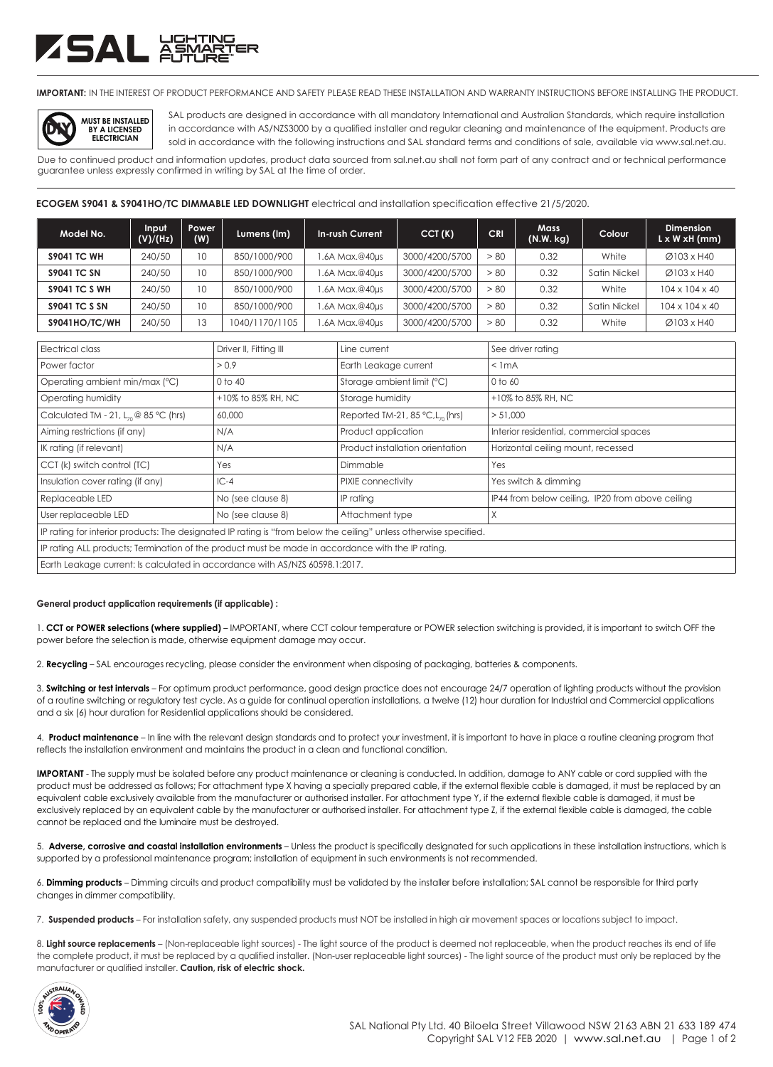**IMPORTANT:** IN THE INTEREST OF PRODUCT PERFORMANCE AND SAFETY PLEASE READ THESE INSTALLATION AND WARRANTY INSTRUCTIONS BEFORE INSTALLING THE PRODUCT.

**MUST BE INSTALLED BY A LICENSED ELECTRICIAN**

SAL products are designed in accordance with all mandatory International and Australian Standards, which require installation in accordance with AS/NZS3000 by a qualified installer and regular cleaning and maintenance of the equipment. Products are sold in accordance with the following instructions and SAL standard terms and conditions of sale, available via www.sal.net.au.

Due to continued product and information updates, product data sourced from sal.net.au shall not form part of any contract and or technical performance guarantee unless expressly confirmed in writing by SAL at the time of order.

**ECOGEM S9041 & S9041HO/TC DIMMABLE LED DOWNLIGHT** electrical and installation specification effective 21/5/2020.

| Model No. | Input (V)/(Hz) | Power (W) | Lumens (lm) | In-rush Current | CCT (K) | CRI | Mass (N.W. kg) | Colour | Dimension L x W xH (mm) |
|---|---|---|---|---|---|---|---|---|---|
| **S9041 TC WH** | 240/50 | 10 | 850/1000/900 | 1.6A Max.@40µs | 3000/4200/5700 | > 80 | 0.32 | White | Ø103 x H40 |
| **S9041 TC SN** | 240/50 | 10 | 850/1000/900 | 1.6A Max.@40µs | 3000/4200/5700 | > 80 | 0.32 | Satin Nickel | Ø103 x H40 |
| **S9041 TC S WH** | 240/50 | 10 | 850/1000/900 | 1.6A Max.@40µs | 3000/4200/5700 | > 80 | 0.32 | White | 104 x 104 x 40 |
| **S9041 TC S SN** | 240/50 | 10 | 850/1000/900 | 1.6A Max.@40µs | 3000/4200/5700 | > 80 | 0.32 | Satin Nickel | 104 x 104 x 40 |
| **S9041HO/TC/WH** | 240/50 | 13 | 1040/1170/1105 | 1.6A Max.@40µs | 3000/4200/5700 | > 80 | 0.32 | White | Ø103 x H40 |

| | | | |
|---|---|---|---|
| Electrical class | Driver II, Fitting III | Line current | See driver rating |
| Power factor | > 0.9 | Earth Leakage current | < 1mA |
| Operating ambient min/max (°C) | 0 to 40 | Storage ambient limit (°C) | 0 to 60 |
| Operating humidity | +10% to 85% RH, NC | Storage humidity | +10% to 85% RH, NC |
| Calculated TM - 21, $L_{70}$ @ 85 °C (hrs) | 60,000 | Reported TM-21, 85 °C, $L_{70}$ (hrs) | > 51,000 |
| Aiming restrictions (if any) | N/A | Product application | Interior residential, commercial spaces |
| IK rating (if relevant) | N/A | Product installation orientation | Horizontal ceiling mount, recessed |
| CCT (k) switch control (TC) | Yes | Dimmable | Yes |
| Insulation cover rating (if any) | IC-4 | PIXIE connectivity | Yes switch & dimming |
| Replaceable LED | No (see clause 8) | IP rating | IP44 from below ceiling, IP20 from above ceiling |
| User replaceable LED | No (see clause 8) | Attachment type | X |
| IP rating for interior products: The designated IP rating is "from below the ceiling" unless otherwise specified. | | | |
| IP rating ALL products; Termination of the product must be made in accordance with the IP rating. | | | |
| Earth Leakage current: Is calculated in accordance with AS/NZS 60598.1:2017. | | | |

**General product application requirements (if applicable) :**

1. **CCT or POWER selections (where supplied)** – IMPORTANT, where CCT colour temperature or POWER selection switching is provided, it is important to switch OFF the power before the selection is made, otherwise equipment damage may occur.

2. **Recycling** – SAL encourages recycling, please consider the environment when disposing of packaging, batteries & components.

3. **Switching or test intervals** – For optimum product performance, good design practice does not encourage 24/7 operation of lighting products without the provision of a routine switching or regulatory test cycle. As a guide for continual operation installations, a twelve (12) hour duration for Industrial and Commercial applications and a six (6) hour duration for Residential applications should be considered.

4. **Product maintenance** – In line with the relevant design standards and to protect your investment, it is important to have in place a routine cleaning program that reflects the installation environment and maintains the product in a clean and functional condition.

**IMPORTANT** - The supply must be isolated before any product maintenance or cleaning is conducted. In addition, damage to ANY cable or cord supplied with the product must be addressed as follows; For attachment type X having a specially prepared cable, if the external flexible cable is damaged, it must be replaced by an equivalent cable exclusively available from the manufacturer or authorised installer. For attachment type Y, if the external flexible cable is damaged, it must be exclusively replaced by an equivalent cable by the manufacturer or authorised installer. For attachment type Z, if the external flexible cable is damaged, the cable cannot be replaced and the luminaire must be destroyed.

5. **Adverse, corrosive and coastal installation environments** – Unless the product is specifically designated for such applications in these installation instructions, which is supported by a professional maintenance program; installation of equipment in such environments is not recommended.

6. **Dimming products** – Dimming circuits and product compatibility must be validated by the installer before installation; SAL cannot be responsible for third party changes in dimmer compatibility.

7. **Suspended products** – For installation safety, any suspended products must NOT be installed in high air movement spaces or locations subject to impact.

8. **Light source replacements** – (Non-replaceable light sources) - The light source of the product is deemed not replaceable, when the product reaches its end of life the complete product, it must be replaced by a qualified installer. (Non-user replaceable light sources) - The light source of the product must only be replaced by the manufacturer or qualified installer. **Caution, risk of electric shock.**

SAL National Pty Ltd. 40 Biloela Street Villawood NSW 2163 ABN 21 633 189 474
Copyright SAL V12 FEB 2020 | www.sal.net.au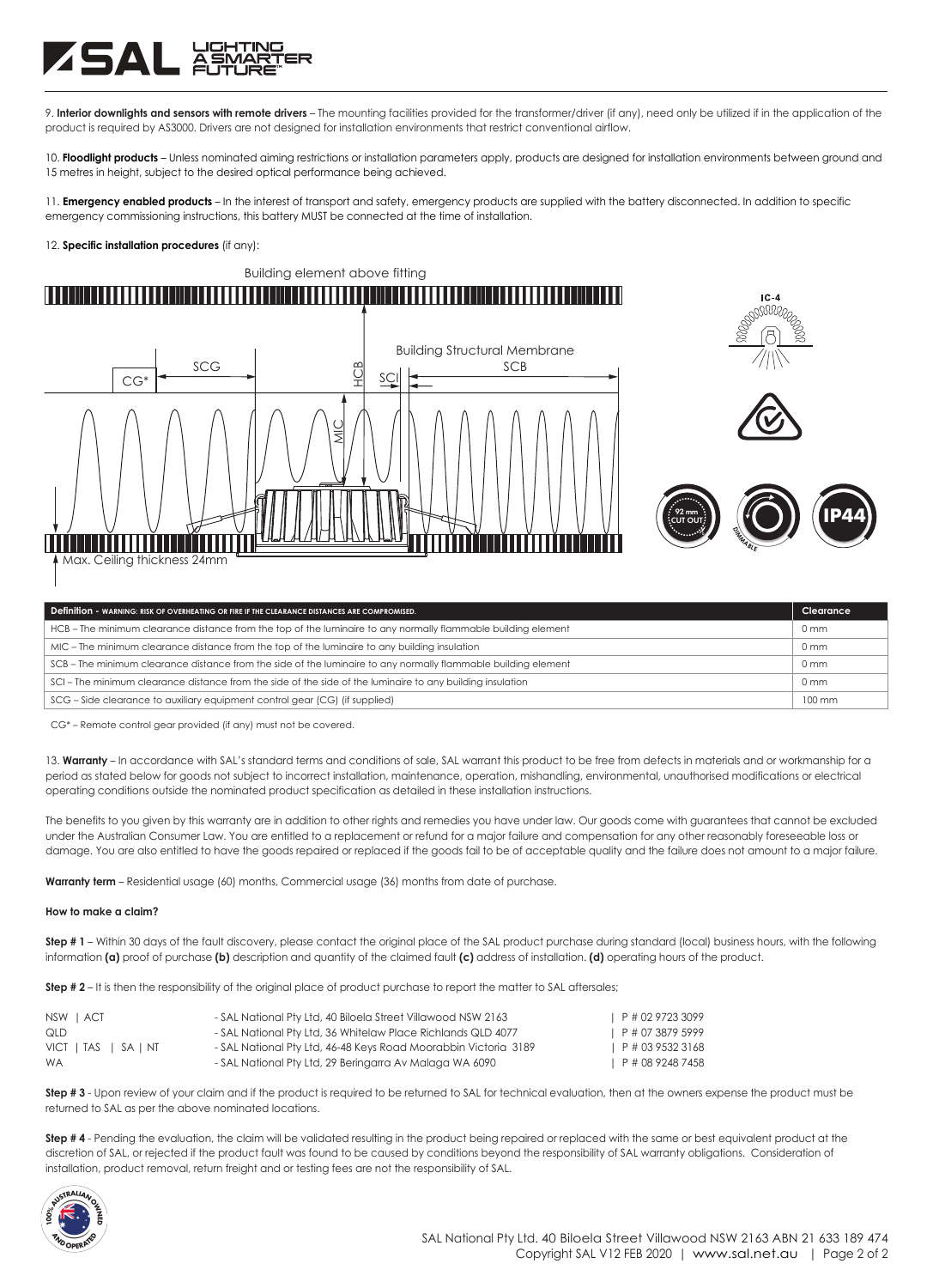9. **Interior downlights and sensors with remote drivers** – The mounting facilities provided for the transformer/driver (if any), need only be utilized if in the application of the product is required by AS3000. Drivers are not designed for installation environments that restrict conventional airflow.

10. **Floodlight products** – Unless nominated aiming restrictions or installation parameters apply, products are designed for installation environments between ground and 15 metres in height, subject to the desired optical performance being achieved.

11. **Emergency enabled products** – In the interest of transport and safety, emergency products are supplied with the battery disconnected. In addition to specific emergency commissioning instructions, this battery MUST be connected at the time of installation.

12. **Specific installation procedures** (if any):

Building element above fitting

Building Structural Membrane

SCG

CG*

HCB

SCI

SCB

MIC

Max. Ceiling thickness 24mm

IC-4

92 mm CUT OUT

DIMMABLE

IP44

| Definition - WARNING: RISK OF OVERHEATING OR FIRE IF THE CLEARANCE DISTANCES ARE COMPROMISED. | Clearance |
|---|---|
| HCB – The minimum clearance distance from the top of the luminaire to any normally flammable building element | 0 mm |
| MIC – The minimum clearance distance from the top of the luminaire to any building insulation | 0 mm |
| SCB – The minimum clearance distance from the side of the luminaire to any normally flammable building element | 0 mm |
| SCI – The minimum clearance distance from the side of the side of the luminaire to any building insulation | 0 mm |
| SCG – Side clearance to auxiliary equipment control gear (CG) (if supplied) | 100 mm |

CG* – Remote control gear provided (if any) must not be covered.

13. **Warranty** – In accordance with SAL's standard terms and conditions of sale, SAL warrant this product to be free from defects in materials and or workmanship for a period as stated below for goods not subject to incorrect installation, maintenance, operation, mishandling, environmental, unauthorised modifications or electrical operating conditions outside the nominated product specification as detailed in these installation instructions.

The benefits to you given by this warranty are in addition to other rights and remedies you have under law. Our goods come with guarantees that cannot be excluded under the Australian Consumer Law. You are entitled to a replacement or refund for a major failure and compensation for any other reasonably foreseeable loss or damage. You are also entitled to have the goods repaired or replaced if the goods fail to be of acceptable quality and the failure does not amount to a major failure.

**Warranty term** – Residential usage (60) months, Commercial usage (36) months from date of purchase.

**How to make a claim?**

**Step # 1** – Within 30 days of the fault discovery, please contact the original place of the SAL product purchase during standard (local) business hours, with the following information **(a)** proof of purchase **(b)** description and quantity of the claimed fault **(c)** address of installation. **(d)** operating hours of the product.

**Step # 2** – It is then the responsibility of the original place of product purchase to report the matter to SAL aftersales;

| | | |
|---|---|---|
| NSW \| ACT | - SAL National Pty Ltd, 40 Biloela Street Villawood NSW 2163 | \| P # 02 9723 3099 |
| QLD | - SAL National Pty Ltd, 36 Whitelaw Place Richlands QLD 4077 | \| P # 07 3879 5999 |
| VICT \| TAS \| SA \| NT | - SAL National Pty Ltd, 46-48 Keys Road Moorabbin Victoria 3189 | \| P # 03 9532 3168 |
| WA | - SAL National Pty Ltd, 29 Beringarra Av Malaga WA 6090 | \| P # 08 9248 7458 |

**Step # 3** - Upon review of your claim and if the product is required to be returned to SAL for technical evaluation, then at the owners expense the product must be returned to SAL as per the above nominated locations.

**Step # 4** - Pending the evaluation, the claim will be validated resulting in the product being repaired or replaced with the same or best equivalent product at the discretion of SAL, or rejected if the product fault was found to be caused by conditions beyond the responsibility of SAL warranty obligations. Consideration of installation, product removal, return freight and or testing fees are not the responsibility of SAL.

SAL National Pty Ltd. 40 Biloela Street Villawood NSW 2163 ABN 21 633 189 474
Copyright SAL V12 FEB 2020 | www.sal.net.au